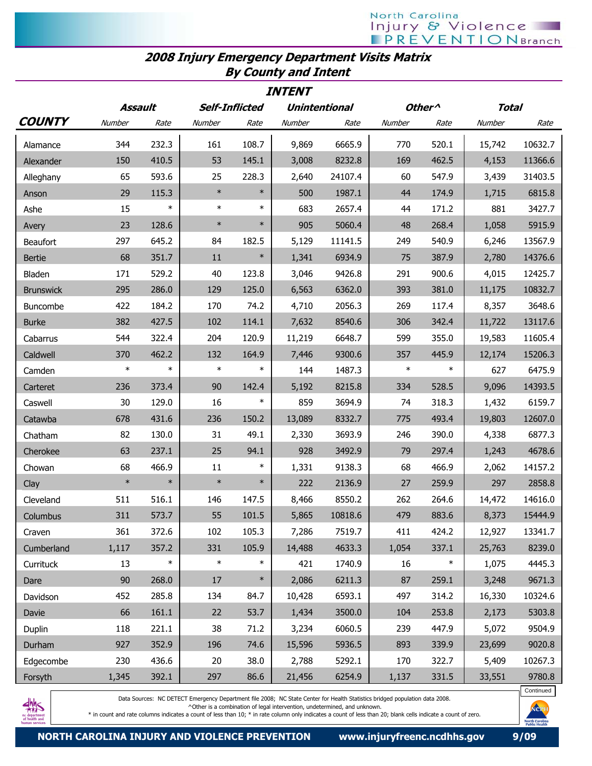# 2008 Injury Emergency Department Visits Matrix
## By County and Intent

| COUNTY | Assault | | Self-Inflicted | | Unintentional | | Other^ | | Total | |
|---|---|---|---|---|---|---|---|---|---|---|
| | Number | Rate | Number | Rate | Number | Rate | Number | Rate | Number | Rate |
| Alamance | 344 | 232.3 | 161 | 108.7 | 9,869 | 6665.9 | 770 | 520.1 | 15,742 | 10632.7 |
| Alexander | 150 | 410.5 | 53 | 145.1 | 3,008 | 8232.8 | 169 | 462.5 | 4,153 | 11366.6 |
| Alleghany | 65 | 593.6 | 25 | 228.3 | 2,640 | 24107.4 | 60 | 547.9 | 3,439 | 31403.5 |
| Anson | 29 | 115.3 | * | * | 500 | 1987.1 | 44 | 174.9 | 1,715 | 6815.8 |
| Ashe | 15 | * | * | * | 683 | 2657.4 | 44 | 171.2 | 881 | 3427.7 |
| Avery | 23 | 128.6 | * | * | 905 | 5060.4 | 48 | 268.4 | 1,058 | 5915.9 |
| Beaufort | 297 | 645.2 | 84 | 182.5 | 5,129 | 11141.5 | 249 | 540.9 | 6,246 | 13567.9 |
| Bertie | 68 | 351.7 | 11 | * | 1,341 | 6934.9 | 75 | 387.9 | 2,780 | 14376.6 |
| Bladen | 171 | 529.2 | 40 | 123.8 | 3,046 | 9426.8 | 291 | 900.6 | 4,015 | 12425.7 |
| Brunswick | 295 | 286.0 | 129 | 125.0 | 6,563 | 6362.0 | 393 | 381.0 | 11,175 | 10832.7 |
| Buncombe | 422 | 184.2 | 170 | 74.2 | 4,710 | 2056.3 | 269 | 117.4 | 8,357 | 3648.6 |
| Burke | 382 | 427.5 | 102 | 114.1 | 7,632 | 8540.6 | 306 | 342.4 | 11,722 | 13117.6 |
| Cabarrus | 544 | 322.4 | 204 | 120.9 | 11,219 | 6648.7 | 599 | 355.0 | 19,583 | 11605.4 |
| Caldwell | 370 | 462.2 | 132 | 164.9 | 7,446 | 9300.6 | 357 | 445.9 | 12,174 | 15206.3 |
| Camden | * | * | * | * | 144 | 1487.3 | * | * | 627 | 6475.9 |
| Carteret | 236 | 373.4 | 90 | 142.4 | 5,192 | 8215.8 | 334 | 528.5 | 9,096 | 14393.5 |
| Caswell | 30 | 129.0 | 16 | * | 859 | 3694.9 | 74 | 318.3 | 1,432 | 6159.7 |
| Catawba | 678 | 431.6 | 236 | 150.2 | 13,089 | 8332.7 | 775 | 493.4 | 19,803 | 12607.0 |
| Chatham | 82 | 130.0 | 31 | 49.1 | 2,330 | 3693.9 | 246 | 390.0 | 4,338 | 6877.3 |
| Cherokee | 63 | 237.1 | 25 | 94.1 | 928 | 3492.9 | 79 | 297.4 | 1,243 | 4678.6 |
| Chowan | 68 | 466.9 | 11 | * | 1,331 | 9138.3 | 68 | 466.9 | 2,062 | 14157.2 |
| Clay | * | * | * | * | 222 | 2136.9 | 27 | 259.9 | 297 | 2858.8 |
| Cleveland | 511 | 516.1 | 146 | 147.5 | 8,466 | 8550.2 | 262 | 264.6 | 14,472 | 14616.0 |
| Columbus | 311 | 573.7 | 55 | 101.5 | 5,865 | 10818.6 | 479 | 883.6 | 8,373 | 15444.9 |
| Craven | 361 | 372.6 | 102 | 105.3 | 7,286 | 7519.7 | 411 | 424.2 | 12,927 | 13341.7 |
| Cumberland | 1,117 | 357.2 | 331 | 105.9 | 14,488 | 4633.3 | 1,054 | 337.1 | 25,763 | 8239.0 |
| Currituck | 13 | * | * | * | 421 | 1740.9 | 16 | * | 1,075 | 4445.3 |
| Dare | 90 | 268.0 | 17 | * | 2,086 | 6211.3 | 87 | 259.1 | 3,248 | 9671.3 |
| Davidson | 452 | 285.8 | 134 | 84.7 | 10,428 | 6593.1 | 497 | 314.2 | 16,330 | 10324.6 |
| Davie | 66 | 161.1 | 22 | 53.7 | 1,434 | 3500.0 | 104 | 253.8 | 2,173 | 5303.8 |
| Duplin | 118 | 221.1 | 38 | 71.2 | 3,234 | 6060.5 | 239 | 447.9 | 5,072 | 9504.9 |
| Durham | 927 | 352.9 | 196 | 74.6 | 15,596 | 5936.5 | 893 | 339.9 | 23,699 | 9020.8 |
| Edgecombe | 230 | 436.6 | 20 | 38.0 | 2,788 | 5292.1 | 170 | 322.7 | 5,409 | 10267.3 |
| Forsyth | 1,345 | 392.1 | 297 | 86.6 | 21,456 | 6254.9 | 1,137 | 331.5 | 33,551 | 9780.8 |

Continued

Data Sources: NC DETECT Emergency Department file 2008; NC State Center for Health Statistics bridged population data 2008.
^Other is a combination of legal intervention, undetermined, and unknown.
* in count and rate columns indicates a count of less than 10; * in rate column only indicates a count of less than 20; blank cells indicate a count of zero.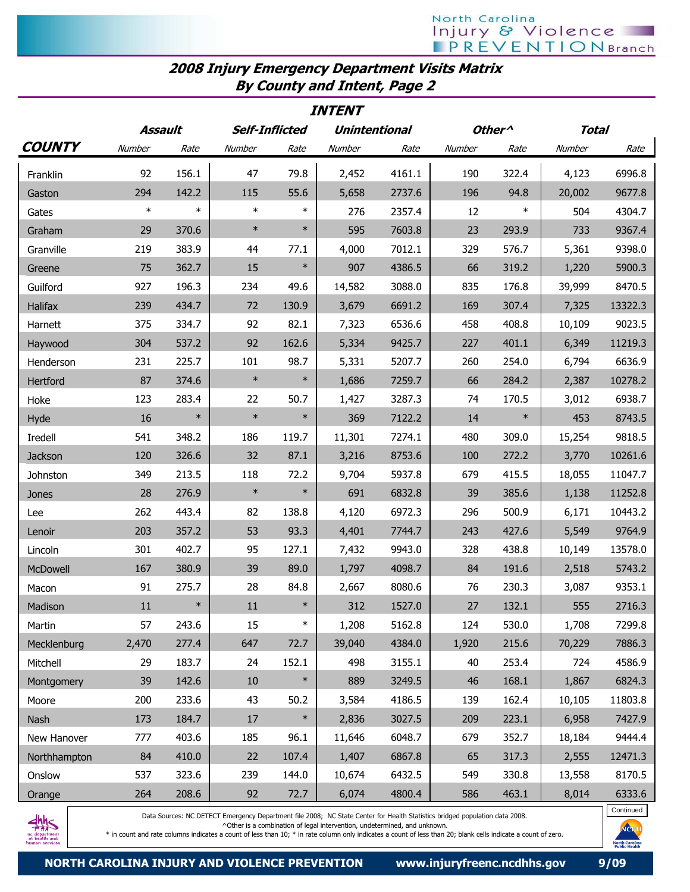## 2008 Injury Emergency Department Visits Matrix By County and Intent, Page 2

| COUNTY | Assault | | Self-Inflicted | | Unintentional | | Other^ | | Total | |
|---|---|---|---|---|---|---|---|---|---|---|
| | Number | Rate | Number | Rate | Number | Rate | Number | Rate | Number | Rate |
| Franklin | 92 | 156.1 | 47 | 79.8 | 2,452 | 4161.1 | 190 | 322.4 | 4,123 | 6996.8 |
| Gaston | 294 | 142.2 | 115 | 55.6 | 5,658 | 2737.6 | 196 | 94.8 | 20,002 | 9677.8 |
| Gates | * | * | * | * | 276 | 2357.4 | 12 | * | 504 | 4304.7 |
| Graham | 29 | 370.6 | * | * | 595 | 7603.8 | 23 | 293.9 | 733 | 9367.4 |
| Granville | 219 | 383.9 | 44 | 77.1 | 4,000 | 7012.1 | 329 | 576.7 | 5,361 | 9398.0 |
| Greene | 75 | 362.7 | 15 | * | 907 | 4386.5 | 66 | 319.2 | 1,220 | 5900.3 |
| Guilford | 927 | 196.3 | 234 | 49.6 | 14,582 | 3088.0 | 835 | 176.8 | 39,999 | 8470.5 |
| Halifax | 239 | 434.7 | 72 | 130.9 | 3,679 | 6691.2 | 169 | 307.4 | 7,325 | 13322.3 |
| Harnett | 375 | 334.7 | 92 | 82.1 | 7,323 | 6536.6 | 458 | 408.8 | 10,109 | 9023.5 |
| Haywood | 304 | 537.2 | 92 | 162.6 | 5,334 | 9425.7 | 227 | 401.1 | 6,349 | 11219.3 |
| Henderson | 231 | 225.7 | 101 | 98.7 | 5,331 | 5207.7 | 260 | 254.0 | 6,794 | 6636.9 |
| Hertford | 87 | 374.6 | * | * | 1,686 | 7259.7 | 66 | 284.2 | 2,387 | 10278.2 |
| Hoke | 123 | 283.4 | 22 | 50.7 | 1,427 | 3287.3 | 74 | 170.5 | 3,012 | 6938.7 |
| Hyde | 16 | * | * | * | 369 | 7122.2 | 14 | * | 453 | 8743.5 |
| Iredell | 541 | 348.2 | 186 | 119.7 | 11,301 | 7274.1 | 480 | 309.0 | 15,254 | 9818.5 |
| Jackson | 120 | 326.6 | 32 | 87.1 | 3,216 | 8753.6 | 100 | 272.2 | 3,770 | 10261.6 |
| Johnston | 349 | 213.5 | 118 | 72.2 | 9,704 | 5937.8 | 679 | 415.5 | 18,055 | 11047.7 |
| Jones | 28 | 276.9 | * | * | 691 | 6832.8 | 39 | 385.6 | 1,138 | 11252.8 |
| Lee | 262 | 443.4 | 82 | 138.8 | 4,120 | 6972.3 | 296 | 500.9 | 6,171 | 10443.2 |
| Lenoir | 203 | 357.2 | 53 | 93.3 | 4,401 | 7744.7 | 243 | 427.6 | 5,549 | 9764.9 |
| Lincoln | 301 | 402.7 | 95 | 127.1 | 7,432 | 9943.0 | 328 | 438.8 | 10,149 | 13578.0 |
| McDowell | 167 | 380.9 | 39 | 89.0 | 1,797 | 4098.7 | 84 | 191.6 | 2,518 | 5743.2 |
| Macon | 91 | 275.7 | 28 | 84.8 | 2,667 | 8080.6 | 76 | 230.3 | 3,087 | 9353.1 |
| Madison | 11 | * | 11 | * | 312 | 1527.0 | 27 | 132.1 | 555 | 2716.3 |
| Martin | 57 | 243.6 | 15 | * | 1,208 | 5162.8 | 124 | 530.0 | 1,708 | 7299.8 |
| Mecklenburg | 2,470 | 277.4 | 647 | 72.7 | 39,040 | 4384.0 | 1,920 | 215.6 | 70,229 | 7886.3 |
| Mitchell | 29 | 183.7 | 24 | 152.1 | 498 | 3155.1 | 40 | 253.4 | 724 | 4586.9 |
| Montgomery | 39 | 142.6 | 10 | * | 889 | 3249.5 | 46 | 168.1 | 1,867 | 6824.3 |
| Moore | 200 | 233.6 | 43 | 50.2 | 3,584 | 4186.5 | 139 | 162.4 | 10,105 | 11803.8 |
| Nash | 173 | 184.7 | 17 | * | 2,836 | 3027.5 | 209 | 223.1 | 6,958 | 7427.9 |
| New Hanover | 777 | 403.6 | 185 | 96.1 | 11,646 | 6048.7 | 679 | 352.7 | 18,184 | 9444.4 |
| Northhampton | 84 | 410.0 | 22 | 107.4 | 1,407 | 6867.8 | 65 | 317.3 | 2,555 | 12471.3 |
| Onslow | 537 | 323.6 | 239 | 144.0 | 10,674 | 6432.5 | 549 | 330.8 | 13,558 | 8170.5 |
| Orange | 264 | 208.6 | 92 | 72.7 | 6,074 | 4800.4 | 586 | 463.1 | 8,014 | 6333.6 |

Continued

Data Sources: NC DETECT Emergency Department file 2008; NC State Center for Health Statistics bridged population data 2008.
^Other is a combination of legal intervention, undetermined, and unknown.
* in count and rate columns indicates a count of less than 10; * in rate column only indicates a count of less than 20; blank cells indicate a count of zero.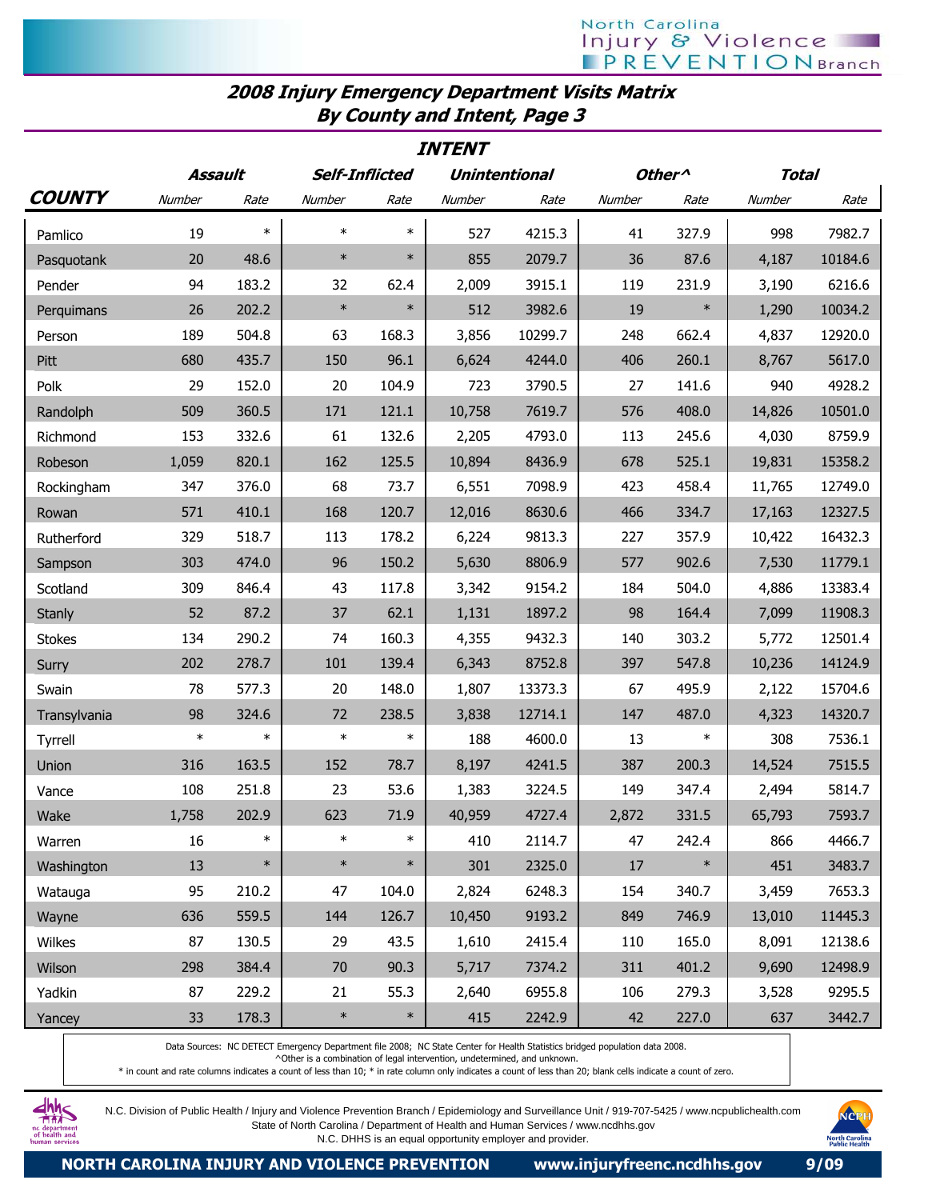## 2008 Injury Emergency Department Visits Matrix By County and Intent, Page 3

| | INTENT | | | | | | | | | |
|---|---|---|---|---|---|---|---|---|---|---|
| | Assault | | Self-Inflicted | | Unintentional | | Other^ | | Total | |
| COUNTY | Number | Rate | Number | Rate | Number | Rate | Number | Rate | Number | Rate |
| Pamlico | 19 | * | * | * | 527 | 4215.3 | 41 | 327.9 | 998 | 7982.7 |
| Pasquotank | 20 | 48.6 | * | * | 855 | 2079.7 | 36 | 87.6 | 4,187 | 10184.6 |
| Pender | 94 | 183.2 | 32 | 62.4 | 2,009 | 3915.1 | 119 | 231.9 | 3,190 | 6216.6 |
| Perquimans | 26 | 202.2 | * | * | 512 | 3982.6 | 19 | * | 1,290 | 10034.2 |
| Person | 189 | 504.8 | 63 | 168.3 | 3,856 | 10299.7 | 248 | 662.4 | 4,837 | 12920.0 |
| Pitt | 680 | 435.7 | 150 | 96.1 | 6,624 | 4244.0 | 406 | 260.1 | 8,767 | 5617.0 |
| Polk | 29 | 152.0 | 20 | 104.9 | 723 | 3790.5 | 27 | 141.6 | 940 | 4928.2 |
| Randolph | 509 | 360.5 | 171 | 121.1 | 10,758 | 7619.7 | 576 | 408.0 | 14,826 | 10501.0 |
| Richmond | 153 | 332.6 | 61 | 132.6 | 2,205 | 4793.0 | 113 | 245.6 | 4,030 | 8759.9 |
| Robeson | 1,059 | 820.1 | 162 | 125.5 | 10,894 | 8436.9 | 678 | 525.1 | 19,831 | 15358.2 |
| Rockingham | 347 | 376.0 | 68 | 73.7 | 6,551 | 7098.9 | 423 | 458.4 | 11,765 | 12749.0 |
| Rowan | 571 | 410.1 | 168 | 120.7 | 12,016 | 8630.6 | 466 | 334.7 | 17,163 | 12327.5 |
| Rutherford | 329 | 518.7 | 113 | 178.2 | 6,224 | 9813.3 | 227 | 357.9 | 10,422 | 16432.3 |
| Sampson | 303 | 474.0 | 96 | 150.2 | 5,630 | 8806.9 | 577 | 902.6 | 7,530 | 11779.1 |
| Scotland | 309 | 846.4 | 43 | 117.8 | 3,342 | 9154.2 | 184 | 504.0 | 4,886 | 13383.4 |
| Stanly | 52 | 87.2 | 37 | 62.1 | 1,131 | 1897.2 | 98 | 164.4 | 7,099 | 11908.3 |
| Stokes | 134 | 290.2 | 74 | 160.3 | 4,355 | 9432.3 | 140 | 303.2 | 5,772 | 12501.4 |
| Surry | 202 | 278.7 | 101 | 139.4 | 6,343 | 8752.8 | 397 | 547.8 | 10,236 | 14124.9 |
| Swain | 78 | 577.3 | 20 | 148.0 | 1,807 | 13373.3 | 67 | 495.9 | 2,122 | 15704.6 |
| Transylvania | 98 | 324.6 | 72 | 238.5 | 3,838 | 12714.1 | 147 | 487.0 | 4,323 | 14320.7 |
| Tyrrell | * | * | * | * | 188 | 4600.0 | 13 | * | 308 | 7536.1 |
| Union | 316 | 163.5 | 152 | 78.7 | 8,197 | 4241.5 | 387 | 200.3 | 14,524 | 7515.5 |
| Vance | 108 | 251.8 | 23 | 53.6 | 1,383 | 3224.5 | 149 | 347.4 | 2,494 | 5814.7 |
| Wake | 1,758 | 202.9 | 623 | 71.9 | 40,959 | 4727.4 | 2,872 | 331.5 | 65,793 | 7593.7 |
| Warren | 16 | * | * | * | 410 | 2114.7 | 47 | 242.4 | 866 | 4466.7 |
| Washington | 13 | * | * | * | 301 | 2325.0 | 17 | * | 451 | 3483.7 |
| Watauga | 95 | 210.2 | 47 | 104.0 | 2,824 | 6248.3 | 154 | 340.7 | 3,459 | 7653.3 |
| Wayne | 636 | 559.5 | 144 | 126.7 | 10,450 | 9193.2 | 849 | 746.9 | 13,010 | 11445.3 |
| Wilkes | 87 | 130.5 | 29 | 43.5 | 1,610 | 2415.4 | 110 | 165.0 | 8,091 | 12138.6 |
| Wilson | 298 | 384.4 | 70 | 90.3 | 5,717 | 7374.2 | 311 | 401.2 | 9,690 | 12498.9 |
| Yadkin | 87 | 229.2 | 21 | 55.3 | 2,640 | 6955.8 | 106 | 279.3 | 3,528 | 9295.5 |
| Yancey | 33 | 178.3 | * | * | 415 | 2242.9 | 42 | 227.0 | 637 | 3442.7 |

Data Sources: NC DETECT Emergency Department file 2008; NC State Center for Health Statistics bridged population data 2008.
^Other is a combination of legal intervention, undetermined, and unknown.
* in count and rate columns indicates a count of less than 10; * in rate column only indicates a count of less than 20; blank cells indicate a count of zero.

N.C. Division of Public Health / Injury and Violence Prevention Branch / Epidemiology and Surveillance Unit / 919-707-5425 / www.ncpublichealth.com
State of North Carolina / Department of Health and Human Services / www.ncdhhs.gov
N.C. DHHS is an equal opportunity employer and provider.

NORTH CAROLINA INJURY AND VIOLENCE PREVENTION www.injuryfreenc.ncdhhs.gov 9/09